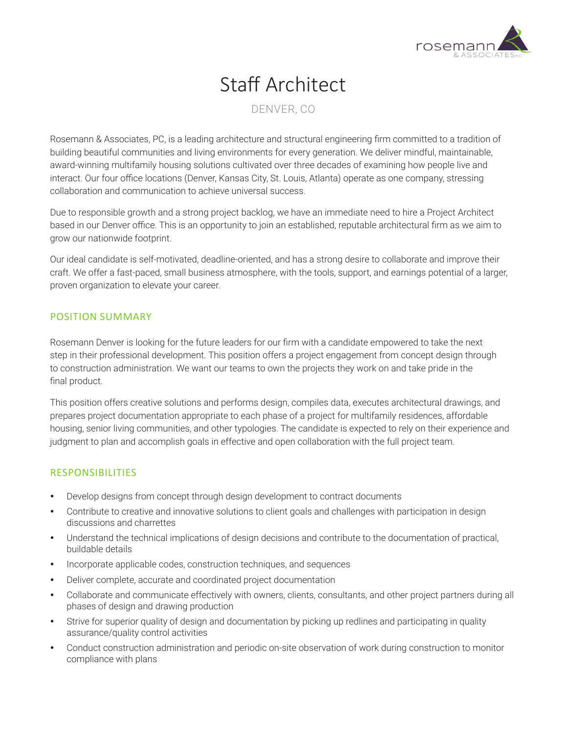# Staff Architect

DENVER, CO

Rosemann & Associates, PC, is a leading architecture and structural engineering firm committed to a tradition of building beautiful communities and living environments for every generation. We deliver mindful, maintainable, award-winning multifamily housing solutions cultivated over three decades of examining how people live and interact. Our four office locations (Denver, Kansas City, St. Louis, Atlanta) operate as one company, stressing collaboration and communication to achieve universal success.

Due to responsible growth and a strong project backlog, we have an immediate need to hire a Project Architect based in our Denver office. This is an opportunity to join an established, reputable architectural firm as we aim to grow our nationwide footprint.

Our ideal candidate is self-motivated, deadline-oriented, and has a strong desire to collaborate and improve their craft. We offer a fast-paced, small business atmosphere, with the tools, support, and earnings potential of a larger, proven organization to elevate your career.

## POSITION SUMMARY

Rosemann Denver is looking for the future leaders for our firm with a candidate empowered to take the next step in their professional development. This position offers a project engagement from concept design through to construction administration. We want our teams to own the projects they work on and take pride in the final product.

This position offers creative solutions and performs design, compiles data, executes architectural drawings, and prepares project documentation appropriate to each phase of a project for multifamily residences, affordable housing, senior living communities, and other typologies. The candidate is expected to rely on their experience and judgment to plan and accomplish goals in effective and open collaboration with the full project team.

## RESPONSIBILITIES

- Develop designs from concept through design development to contract documents
- Contribute to creative and innovative solutions to client goals and challenges with participation in design discussions and charrettes
- Understand the technical implications of design decisions and contribute to the documentation of practical, buildable details
- Incorporate applicable codes, construction techniques, and sequences
- Deliver complete, accurate and coordinated project documentation
- Collaborate and communicate effectively with owners, clients, consultants, and other project partners during all phases of design and drawing production
- Strive for superior quality of design and documentation by picking up redlines and participating in quality assurance/quality control activities
- Conduct construction administration and periodic on-site observation of work during construction to monitor compliance with plans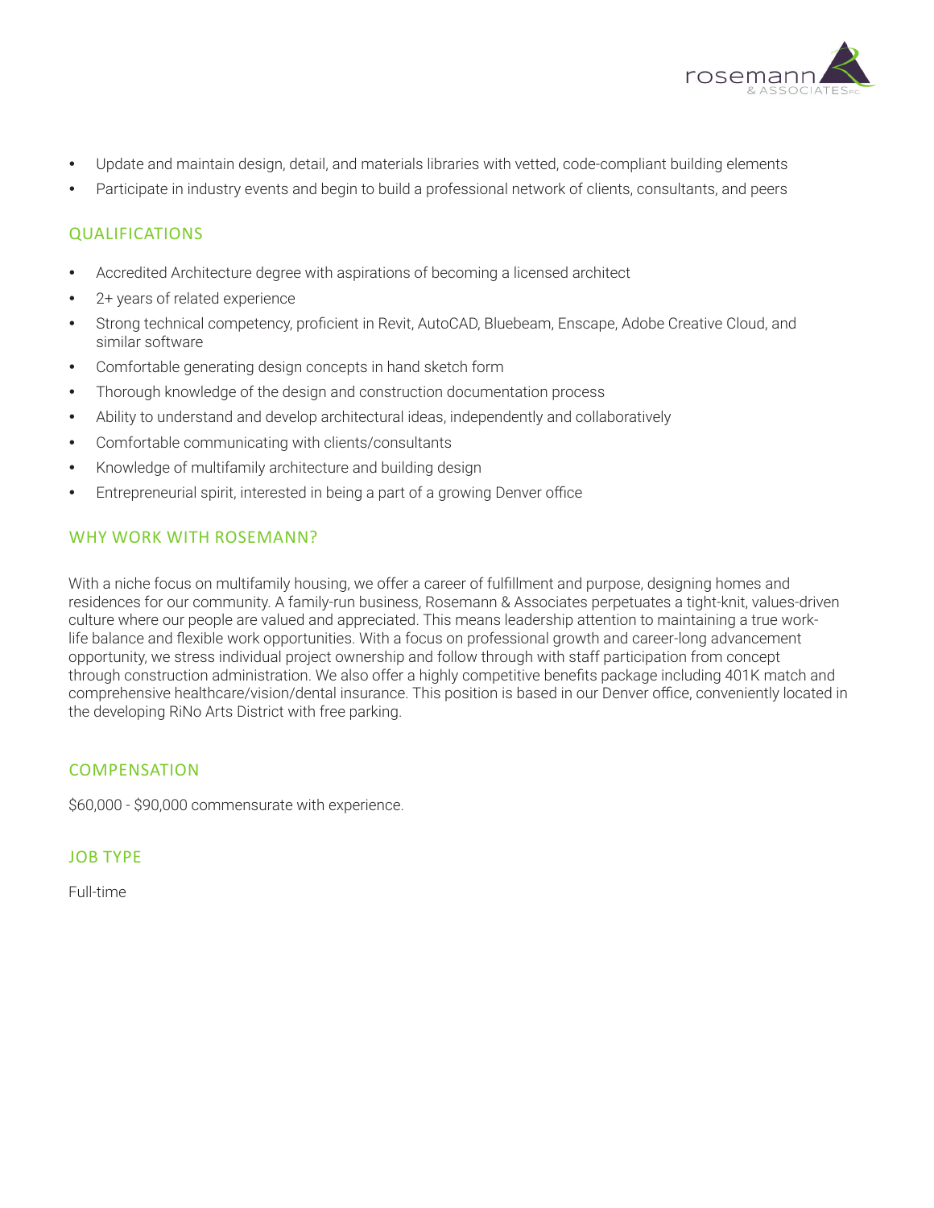- Update and maintain design, detail, and materials libraries with vetted, code-compliant building elements
- Participate in industry events and begin to build a professional network of clients, consultants, and peers

## QUALIFICATIONS

- Accredited Architecture degree with aspirations of becoming a licensed architect
- 2+ years of related experience
- Strong technical competency, proficient in Revit, AutoCAD, Bluebeam, Enscape, Adobe Creative Cloud, and similar software
- Comfortable generating design concepts in hand sketch form
- Thorough knowledge of the design and construction documentation process
- Ability to understand and develop architectural ideas, independently and collaboratively
- Comfortable communicating with clients/consultants
- Knowledge of multifamily architecture and building design
- Entrepreneurial spirit, interested in being a part of a growing Denver office

## WHY WORK WITH ROSEMANN?

With a niche focus on multifamily housing, we offer a career of fulfillment and purpose, designing homes and residences for our community. A family-run business, Rosemann & Associates perpetuates a tight-knit, values-driven culture where our people are valued and appreciated. This means leadership attention to maintaining a true work-life balance and flexible work opportunities. With a focus on professional growth and career-long advancement opportunity, we stress individual project ownership and follow through with staff participation from concept through construction administration. We also offer a highly competitive benefits package including 401K match and comprehensive healthcare/vision/dental insurance. This position is based in our Denver office, conveniently located in the developing RiNo Arts District with free parking.

## COMPENSATION

$60,000 - $90,000 commensurate with experience.

## JOB TYPE

Full-time